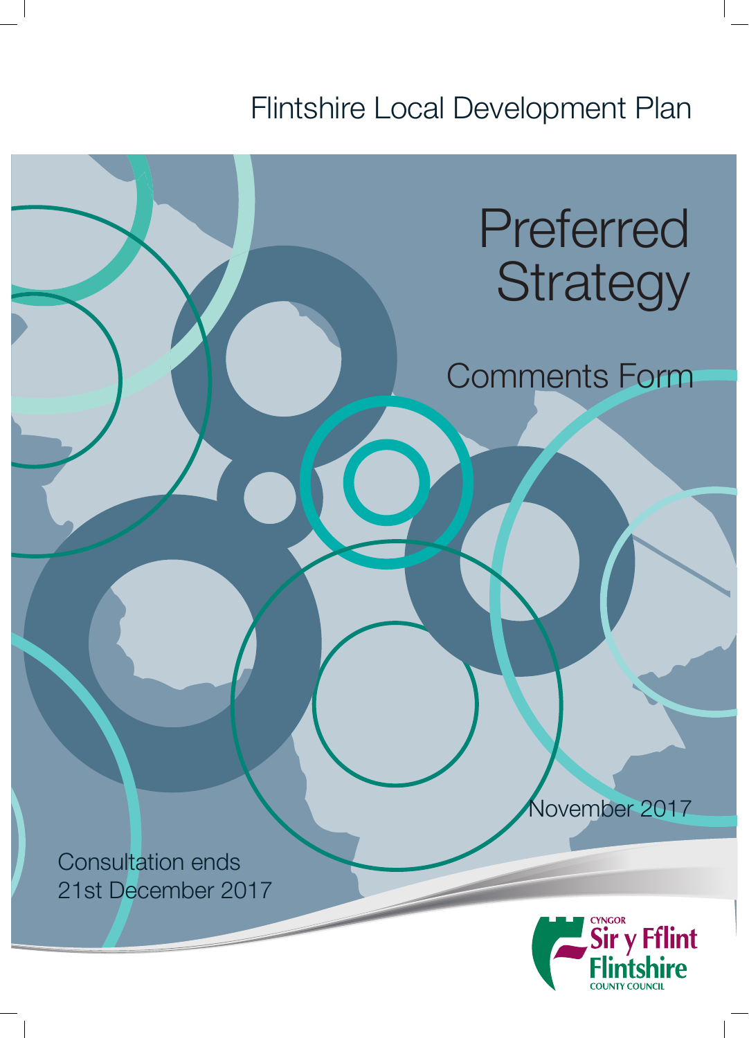Flintshire Local Development Plan

# Preferred Strategy

## Comments Form

November 2017

Consultation ends
21st December 2017

CYNGOR
Sir y Fflint
Flintshire
COUNTY COUNCIL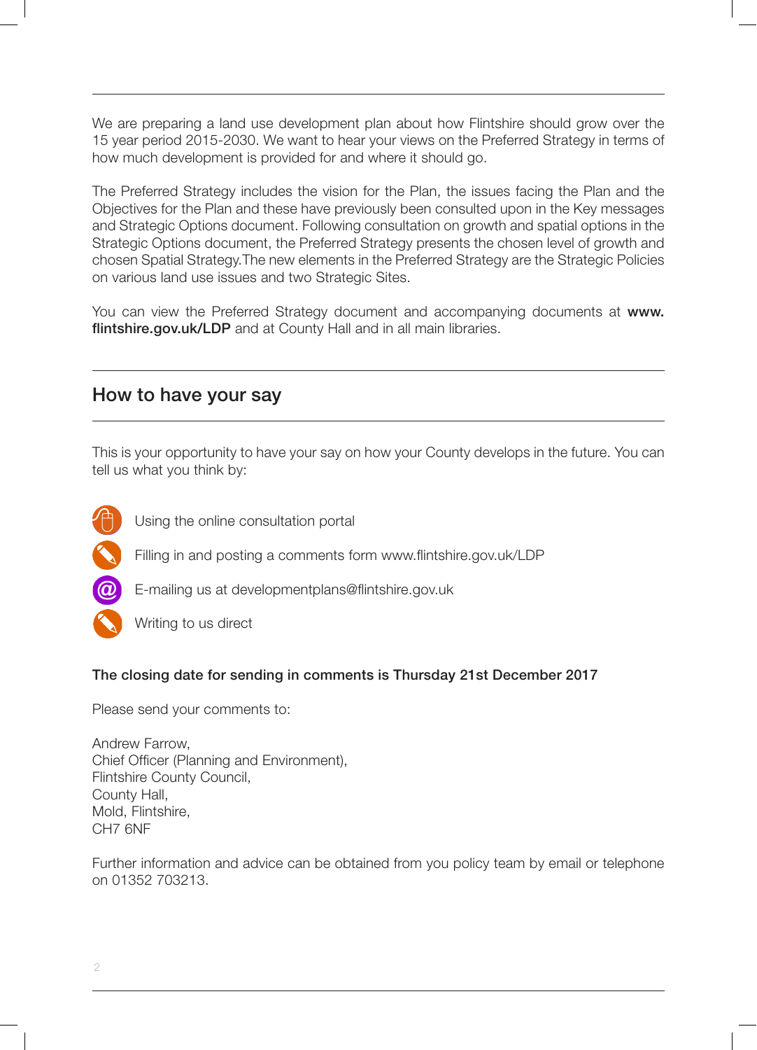We are preparing a land use development plan about how Flintshire should grow over the 15 year period 2015-2030. We want to hear your views on the Preferred Strategy in terms of how much development is provided for and where it should go.

The Preferred Strategy includes the vision for the Plan, the issues facing the Plan and the Objectives for the Plan and these have previously been consulted upon in the Key messages and Strategic Options document. Following consultation on growth and spatial options in the Strategic Options document, the Preferred Strategy presents the chosen level of growth and chosen Spatial Strategy.The new elements in the Preferred Strategy are the Strategic Policies on various land use issues and two Strategic Sites.

You can view the Preferred Strategy document and accompanying documents at **www.flintshire.gov.uk/LDP** and at County Hall and in all main libraries.

## How to have your say

This is your opportunity to have your say on how your County develops in the future. You can tell us what you think by:

- Using the online consultation portal
- Filling in and posting a comments form www.flintshire.gov.uk/LDP
- E-mailing us at developmentplans@flintshire.gov.uk
- Writing to us direct

**The closing date for sending in comments is Thursday 21st December 2017**

Please send your comments to:

Andrew Farrow,
Chief Officer (Planning and Environment),
Flintshire County Council,
County Hall,
Mold, Flintshire,
CH7 6NF

Further information and advice can be obtained from you policy team by email or telephone on 01352 703213.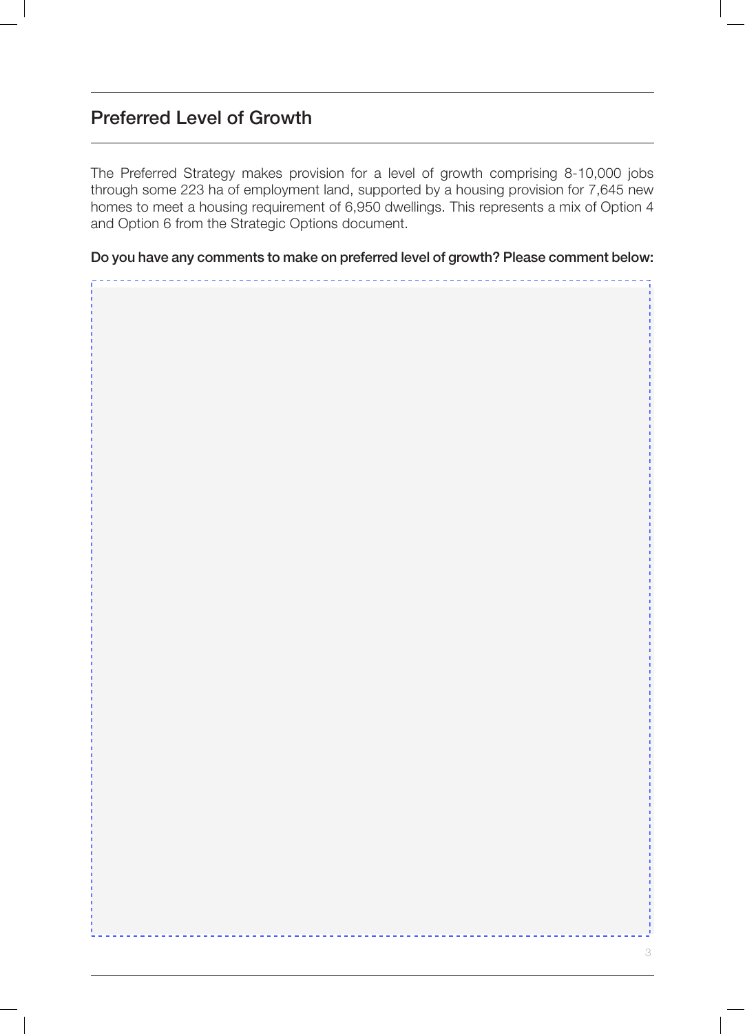## Preferred Level of Growth

The Preferred Strategy makes provision for a level of growth comprising 8-10,000 jobs through some 223 ha of employment land, supported by a housing provision for 7,645 new homes to meet a housing requirement of 6,950 dwellings. This represents a mix of Option 4 and Option 6 from the Strategic Options document.

**Do you have any comments to make on preferred level of growth? Please comment below:**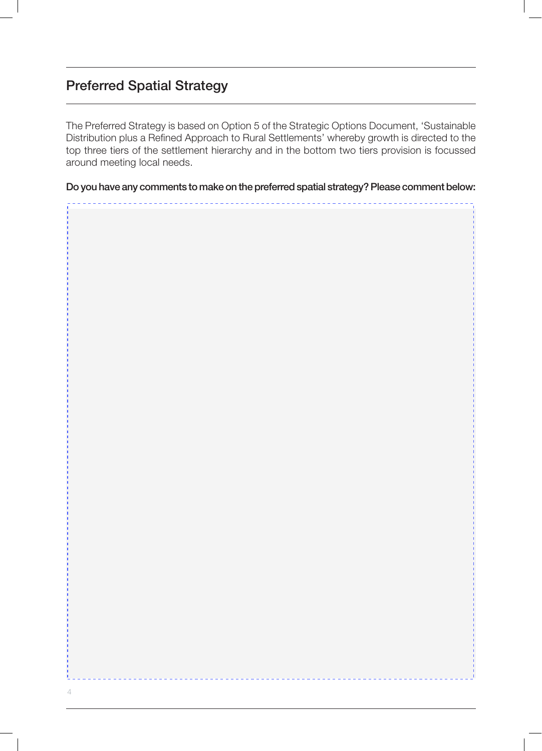## Preferred Spatial Strategy

The Preferred Strategy is based on Option 5 of the Strategic Options Document, 'Sustainable Distribution plus a Refined Approach to Rural Settlements' whereby growth is directed to the top three tiers of the settlement hierarchy and in the bottom two tiers provision is focussed around meeting local needs.

**Do you have any comments to make on the preferred spatial strategy? Please comment below:**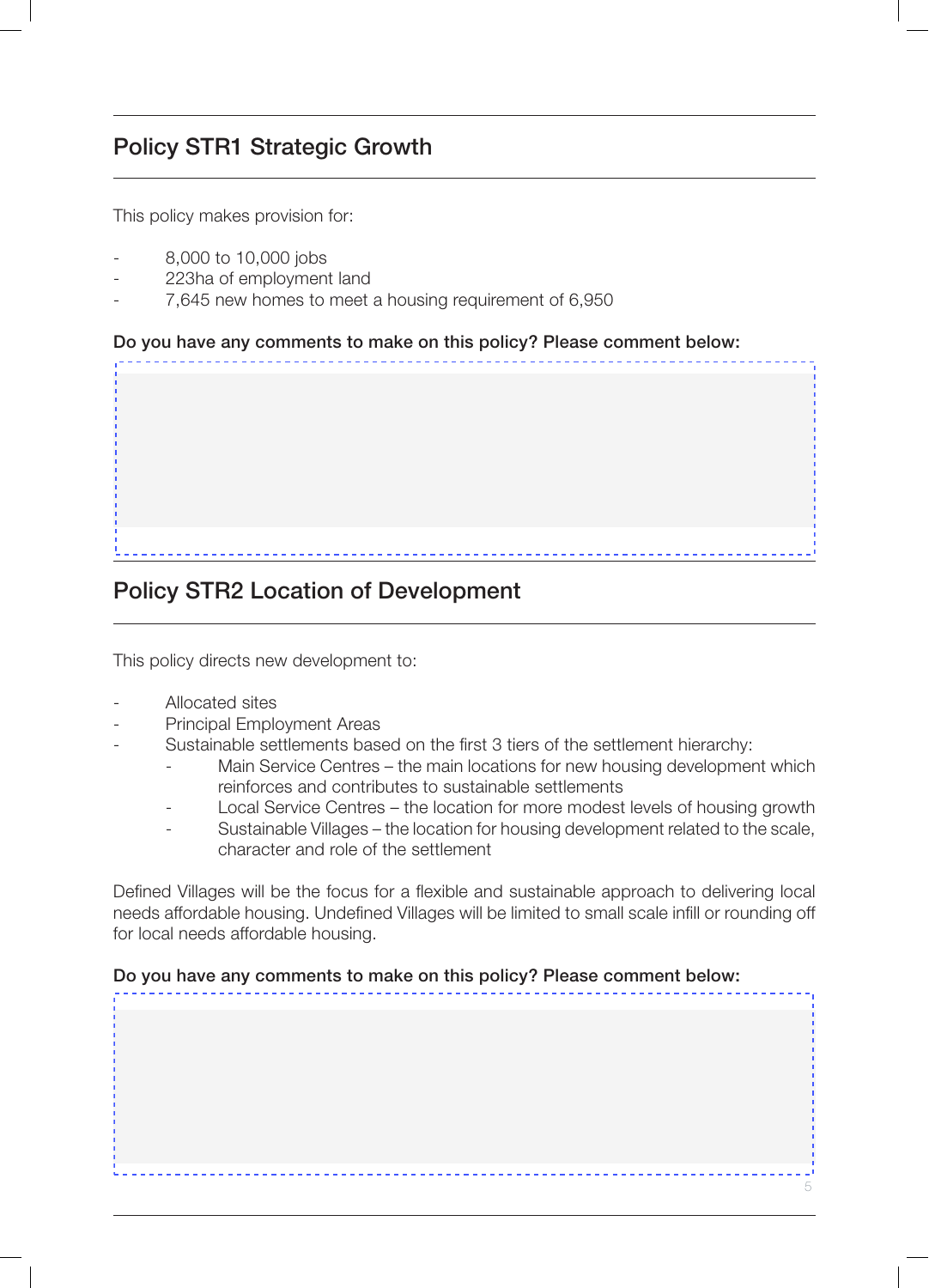## Policy STR1 Strategic Growth

This policy makes provision for:

- 8,000 to 10,000 jobs
- 223ha of employment land
- 7,645 new homes to meet a housing requirement of 6,950

**Do you have any comments to make on this policy? Please comment below:**

## Policy STR2 Location of Development

This policy directs new development to:

- Allocated sites
- Principal Employment Areas
- Sustainable settlements based on the first 3 tiers of the settlement hierarchy:
  - Main Service Centres – the main locations for new housing development which reinforces and contributes to sustainable settlements
  - Local Service Centres – the location for more modest levels of housing growth
  - Sustainable Villages – the location for housing development related to the scale, character and role of the settlement

Defined Villages will be the focus for a flexible and sustainable approach to delivering local needs affordable housing. Undefined Villages will be limited to small scale infill or rounding off for local needs affordable housing.

**Do you have any comments to make on this policy? Please comment below:**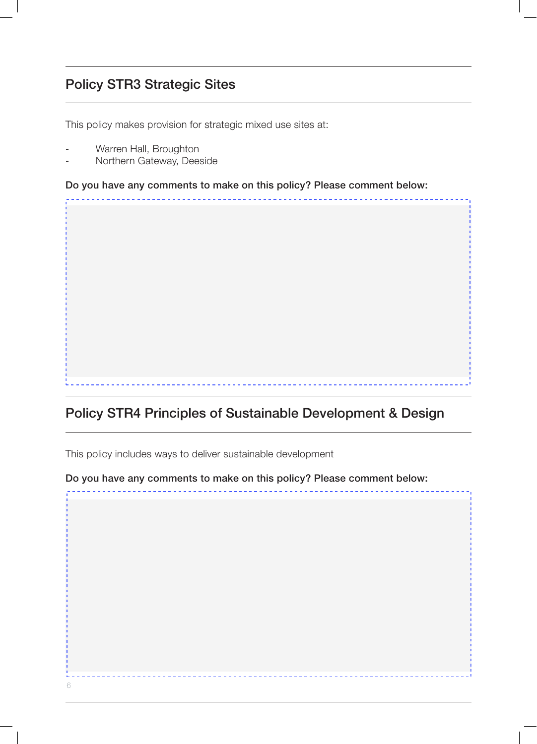## Policy STR3 Strategic Sites

This policy makes provision for strategic mixed use sites at:

- Warren Hall, Broughton
- Northern Gateway, Deeside

**Do you have any comments to make on this policy? Please comment below:**

## Policy STR4 Principles of Sustainable Development & Design

This policy includes ways to deliver sustainable development

**Do you have any comments to make on this policy? Please comment below:**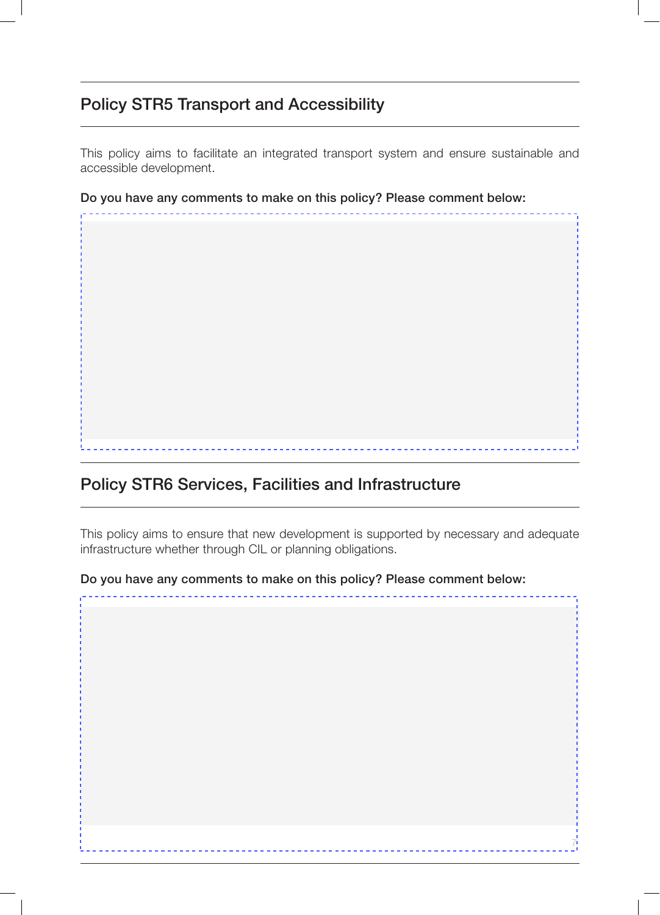## Policy STR5 Transport and Accessibility

This policy aims to facilitate an integrated transport system and ensure sustainable and accessible development.

**Do you have any comments to make on this policy? Please comment below:**

## Policy STR6 Services, Facilities and Infrastructure

This policy aims to ensure that new development is supported by necessary and adequate infrastructure whether through CIL or planning obligations.

**Do you have any comments to make on this policy? Please comment below:**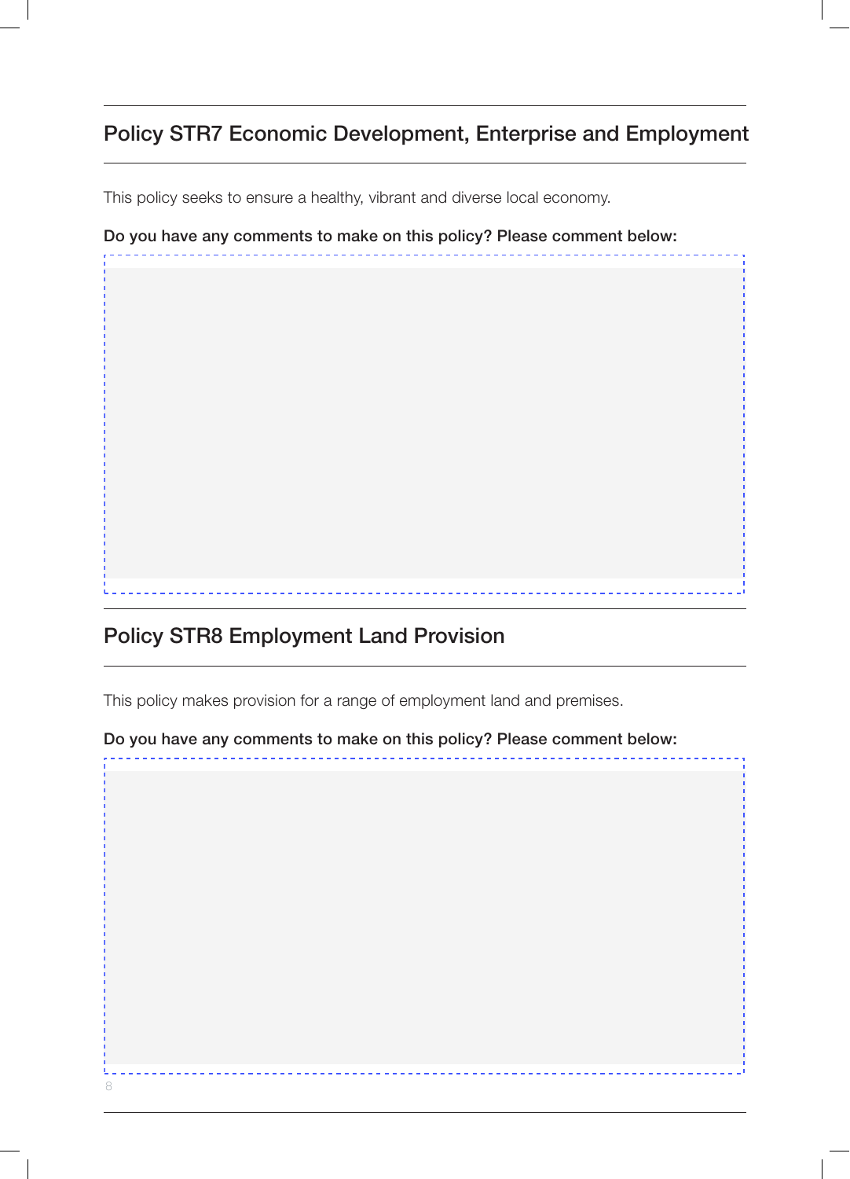## Policy STR7 Economic Development, Enterprise and Employment

This policy seeks to ensure a healthy, vibrant and diverse local economy.

**Do you have any comments to make on this policy? Please comment below:**

## Policy STR8 Employment Land Provision

This policy makes provision for a range of employment land and premises.

**Do you have any comments to make on this policy? Please comment below:**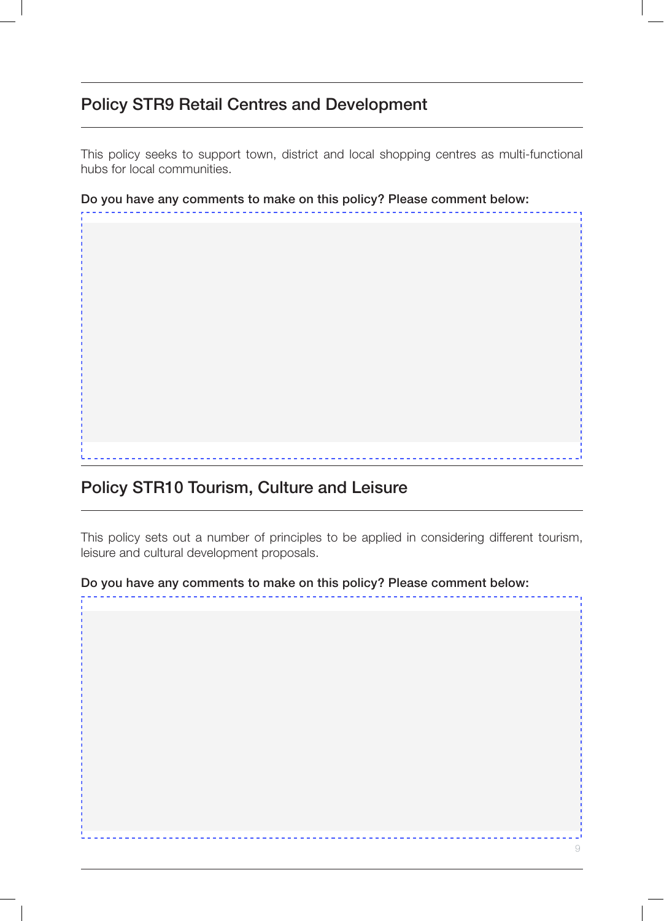## Policy STR9 Retail Centres and Development

This policy seeks to support town, district and local shopping centres as multi-functional hubs for local communities.

**Do you have any comments to make on this policy? Please comment below:**

## Policy STR10 Tourism, Culture and Leisure

This policy sets out a number of principles to be applied in considering different tourism, leisure and cultural development proposals.

**Do you have any comments to make on this policy? Please comment below:**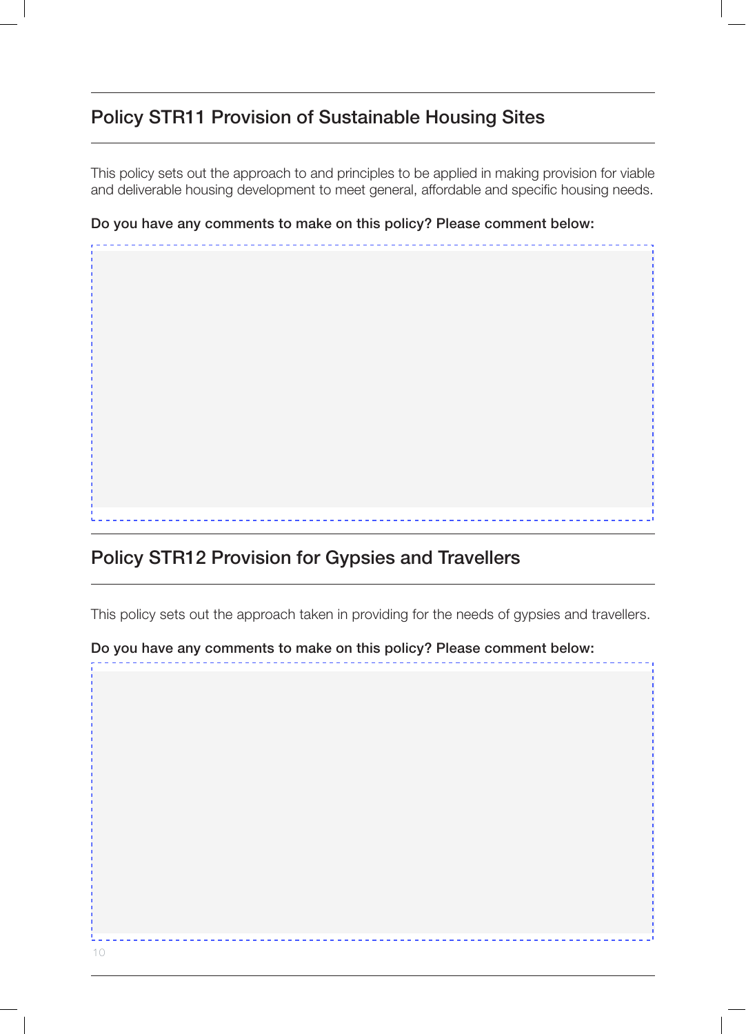## Policy STR11 Provision of Sustainable Housing Sites

This policy sets out the approach to and principles to be applied in making provision for viable and deliverable housing development to meet general, affordable and specific housing needs.

**Do you have any comments to make on this policy? Please comment below:**

## Policy STR12 Provision for Gypsies and Travellers

This policy sets out the approach taken in providing for the needs of gypsies and travellers.

**Do you have any comments to make on this policy? Please comment below:**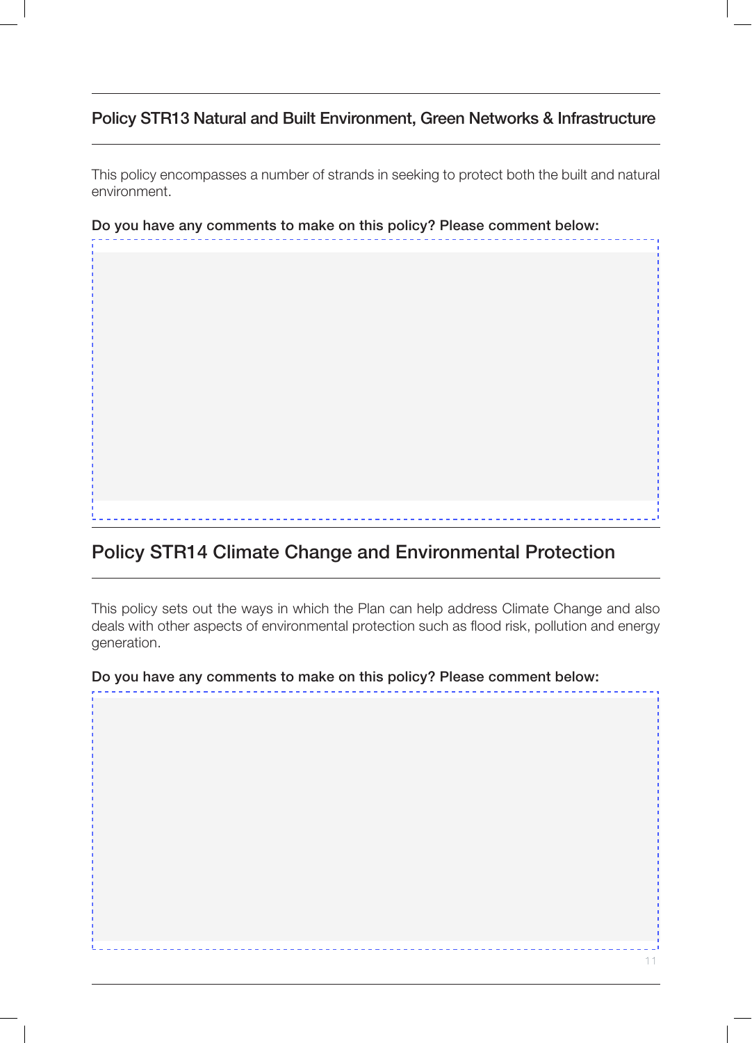## Policy STR13 Natural and Built Environment, Green Networks & Infrastructure

This policy encompasses a number of strands in seeking to protect both the built and natural environment.

**Do you have any comments to make on this policy? Please comment below:**

## Policy STR14 Climate Change and Environmental Protection

This policy sets out the ways in which the Plan can help address Climate Change and also deals with other aspects of environmental protection such as flood risk, pollution and energy generation.

**Do you have any comments to make on this policy? Please comment below:**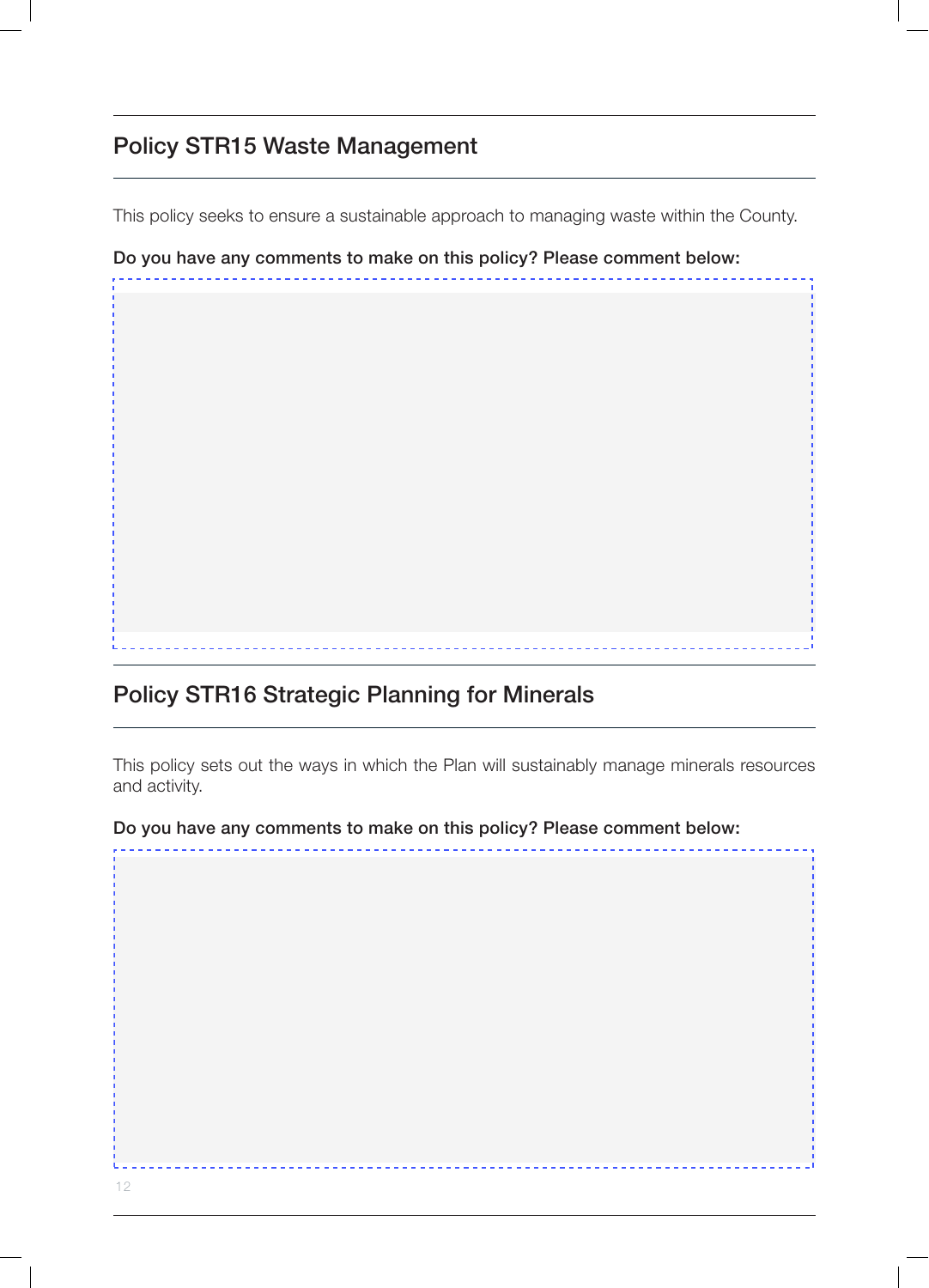## Policy STR15 Waste Management

This policy seeks to ensure a sustainable approach to managing waste within the County.

**Do you have any comments to make on this policy? Please comment below:**

## Policy STR16 Strategic Planning for Minerals

This policy sets out the ways in which the Plan will sustainably manage minerals resources and activity.

**Do you have any comments to make on this policy? Please comment below:**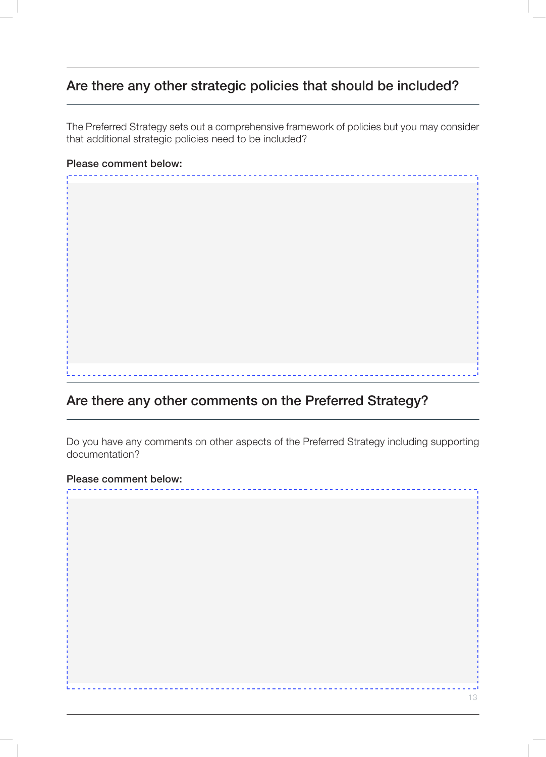## Are there any other strategic policies that should be included?

The Preferred Strategy sets out a comprehensive framework of policies but you may consider that additional strategic policies need to be included?

**Please comment below:**

## Are there any other comments on the Preferred Strategy?

Do you have any comments on other aspects of the Preferred Strategy including supporting documentation?

**Please comment below:**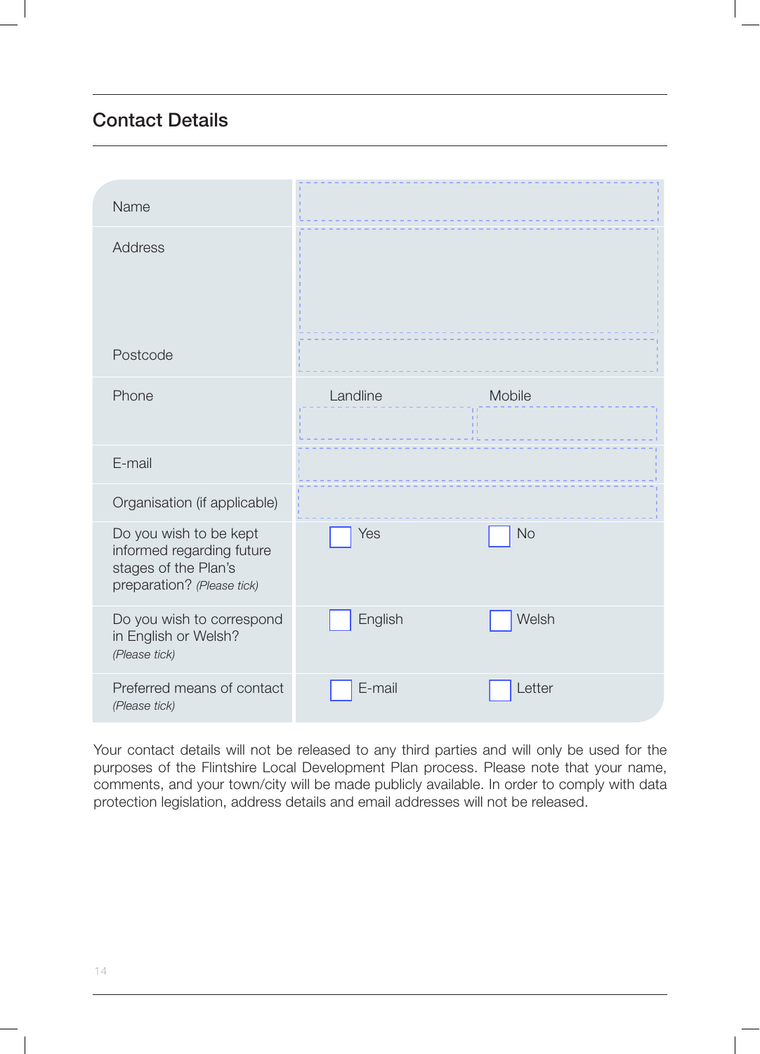## Contact Details

| | | |
|---|---|---|
| Name | | |
| Address | | |
| Postcode | | |
| Phone | Landline | Mobile |
| E-mail | | |
| Organisation (if applicable) | | |
| Do you wish to be kept informed regarding future stages of the Plan's preparation? *(Please tick)* | ☐ Yes | ☐ No |
| Do you wish to correspond in English or Welsh? *(Please tick)* | ☐ English | ☐ Welsh |
| Preferred means of contact *(Please tick)* | ☐ E-mail | ☐ Letter |

Your contact details will not be released to any third parties and will only be used for the purposes of the Flintshire Local Development Plan process. Please note that your name, comments, and your town/city will be made publicly available. In order to comply with data protection legislation, address details and email addresses will not be released.